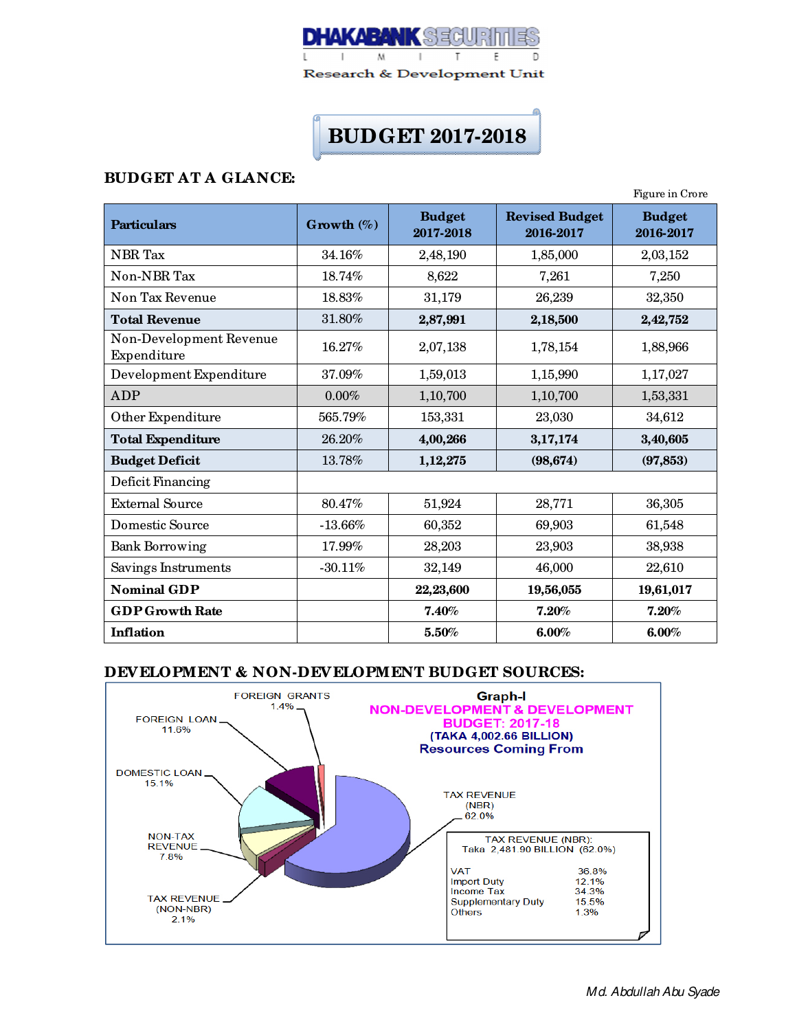DHAKABANK SECURITIES LIMITED

Research & Development Unit

# BUDGET 2017-2018

## BUDGET AT A GLANCE:

Figure in Crore

| Particulars | Growth (%) | Budget 2017-2018 | Revised Budget 2016-2017 | Budget 2016-2017 |
|---|---|---|---|---|
| NBR Tax | 34.16% | 2,48,190 | 1,85,000 | 2,03,152 |
| Non-NBR Tax | 18.74% | 8,622 | 7,261 | 7,250 |
| Non Tax Revenue | 18.83% | 31,179 | 26,239 | 32,350 |
| **Total Revenue** | 31.80% | **2,87,991** | **2,18,500** | **2,42,752** |
| Non-Development Revenue Expenditure | 16.27% | 2,07,138 | 1,78,154 | 1,88,966 |
| Development Expenditure | 37.09% | 1,59,013 | 1,15,990 | 1,17,027 |
| ADP | 0.00% | 1,10,700 | 1,10,700 | 1,53,331 |
| Other Expenditure | 565.79% | 153,331 | 23,030 | 34,612 |
| **Total Expenditure** | 26.20% | **4,00,266** | **3,17,174** | **3,40,605** |
| **Budget Deficit** | 13.78% | **1,12,275** | **(98,674)** | **(97,853)** |
| Deficit Financing | | | | |
| External Source | 80.47% | 51,924 | 28,771 | 36,305 |
| Domestic Source | -13.66% | 60,352 | 69,903 | 61,548 |
| Bank Borrowing | 17.99% | 28,203 | 23,903 | 38,938 |
| Savings Instruments | -30.11% | 32,149 | 46,000 | 22,610 |
| **Nominal GDP** | | **22,23,600** | **19,56,055** | **19,61,017** |
| **GDP Growth Rate** | | **7.40%** | **7.20%** | **7.20%** |
| **Inflation** | | **5.50%** | **6.00%** | **6.00%** |

## DEVELOPMENT & NON-DEVELOPMENT BUDGET SOURCES:

**Graph-I**
**NON-DEVELOPMENT & DEVELOPMENT BUDGET: 2017-18**
**(TAKA 4,002.66 BILLION)**
**Resources Coming From**

- TAX REVENUE (NBR) 62.0%
- DOMESTIC LOAN 15.1%
- FOREIGN LOAN 11.6%
- NON-TAX REVENUE 7.8%
- TAX REVENUE (NON-NBR) 2.1%
- FOREIGN GRANTS 1.4%

TAX REVENUE (NBR): Taka 2,481.90 BILLION (62.0%)

| | |
|---|---|
| VAT | 36.8% |
| Import Duty | 12.1% |
| Income Tax | 34.3% |
| Supplementary Duty | 15.5% |
| Others | 1.3% |

*Md. Abdullah Abu Syade*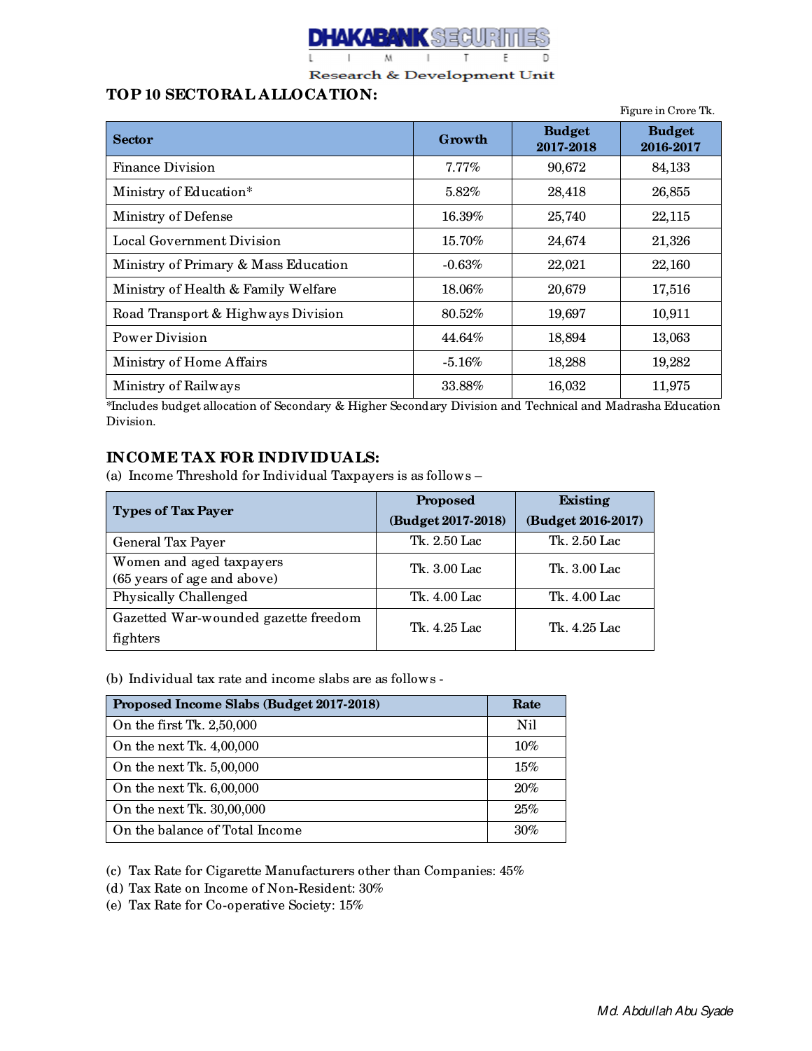## TOP 10 SECTORAL ALLOCATION:

Figure in Crore Tk.

| Sector | Growth | Budget 2017-2018 | Budget 2016-2017 |
|---|---|---|---|
| Finance Division | 7.77% | 90,672 | 84,133 |
| Ministry of Education* | 5.82% | 28,418 | 26,855 |
| Ministry of Defense | 16.39% | 25,740 | 22,115 |
| Local Government Division | 15.70% | 24,674 | 21,326 |
| Ministry of Primary & Mass Education | -0.63% | 22,021 | 22,160 |
| Ministry of Health & Family Welfare | 18.06% | 20,679 | 17,516 |
| Road Transport & Highways Division | 80.52% | 19,697 | 10,911 |
| Power Division | 44.64% | 18,894 | 13,063 |
| Ministry of Home Affairs | -5.16% | 18,288 | 19,282 |
| Ministry of Railways | 33.88% | 16,032 | 11,975 |

*Includes budget allocation of Secondary & Higher Secondary Division and Technical and Madrasha Education Division.

## INCOME TAX FOR INDIVIDUALS:

(a) Income Threshold for Individual Taxpayers is as follows –

| Types of Tax Payer | Proposed (Budget 2017-2018) | Existing (Budget 2016-2017) |
|---|---|---|
| General Tax Payer | Tk. 2.50 Lac | Tk. 2.50 Lac |
| Women and aged taxpayers (65 years of age and above) | Tk. 3.00 Lac | Tk. 3.00 Lac |
| Physically Challenged | Tk. 4.00 Lac | Tk. 4.00 Lac |
| Gazetted War-wounded gazette freedom fighters | Tk. 4.25 Lac | Tk. 4.25 Lac |

(b) Individual tax rate and income slabs are as follows -

| Proposed Income Slabs (Budget 2017-2018) | Rate |
|---|---|
| On the first Tk. 2,50,000 | Nil |
| On the next Tk. 4,00,000 | 10% |
| On the next Tk. 5,00,000 | 15% |
| On the next Tk. 6,00,000 | 20% |
| On the next Tk. 30,00,000 | 25% |
| On the balance of Total Income | 30% |

(c) Tax Rate for Cigarette Manufacturers other than Companies: 45%

(d) Tax Rate on Income of Non-Resident: 30%

(e) Tax Rate for Co-operative Society: 15%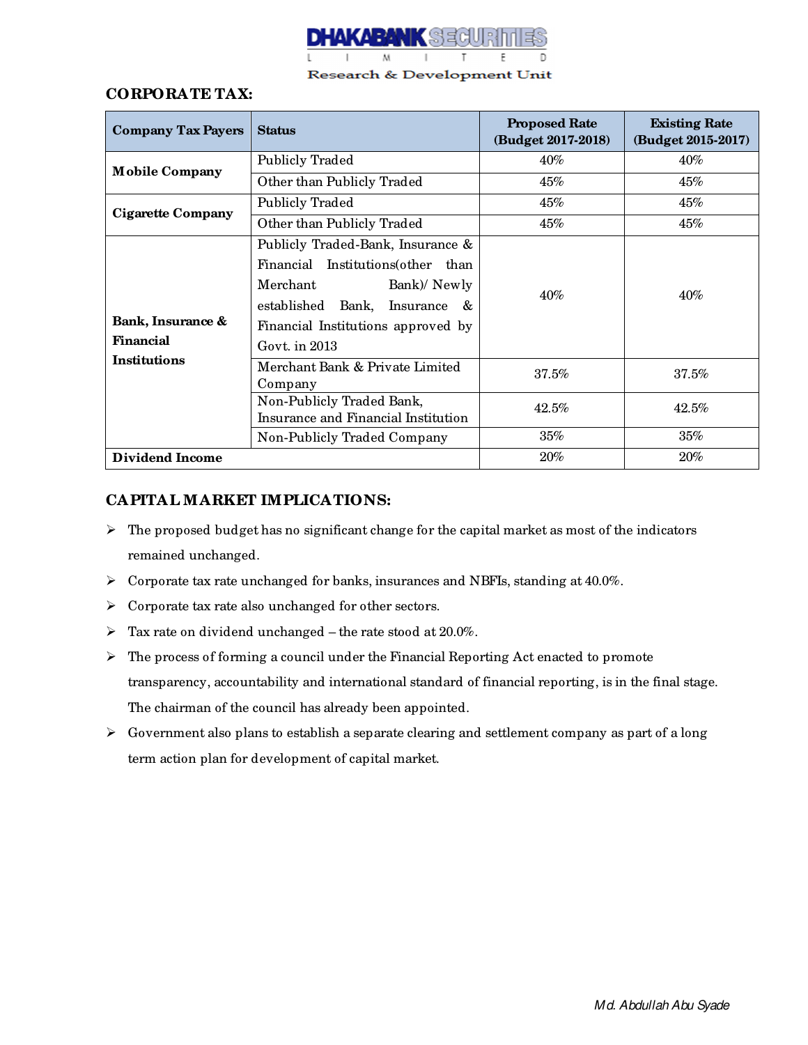## CORPORATE TAX:

| Company Tax Payers | Status | Proposed Rate (Budget 2017-2018) | Existing Rate (Budget 2015-2017) |
|---|---|---|---|
| Mobile Company | Publicly Traded | 40% | 40% |
| | Other than Publicly Traded | 45% | 45% |
| Cigarette Company | Publicly Traded | 45% | 45% |
| | Other than Publicly Traded | 45% | 45% |
| Bank, Insurance & Financial Institutions | Publicly Traded-Bank, Insurance & Financial Institutions(other than Merchant Bank)/ Newly established Bank, Insurance & Financial Institutions approved by Govt. in 2013 | 40% | 40% |
| | Merchant Bank & Private Limited Company | 37.5% | 37.5% |
| | Non-Publicly Traded Bank, Insurance and Financial Institution | 42.5% | 42.5% |
| | Non-Publicly Traded Company | 35% | 35% |
| Dividend Income | | 20% | 20% |

## CAPITAL MARKET IMPLICATIONS:

- The proposed budget has no significant change for the capital market as most of the indicators remained unchanged.
- Corporate tax rate unchanged for banks, insurances and NBFIs, standing at 40.0%.
- Corporate tax rate also unchanged for other sectors.
- Tax rate on dividend unchanged – the rate stood at 20.0%.
- The process of forming a council under the Financial Reporting Act enacted to promote transparency, accountability and international standard of financial reporting, is in the final stage. The chairman of the council has already been appointed.
- Government also plans to establish a separate clearing and settlement company as part of a long term action plan for development of capital market.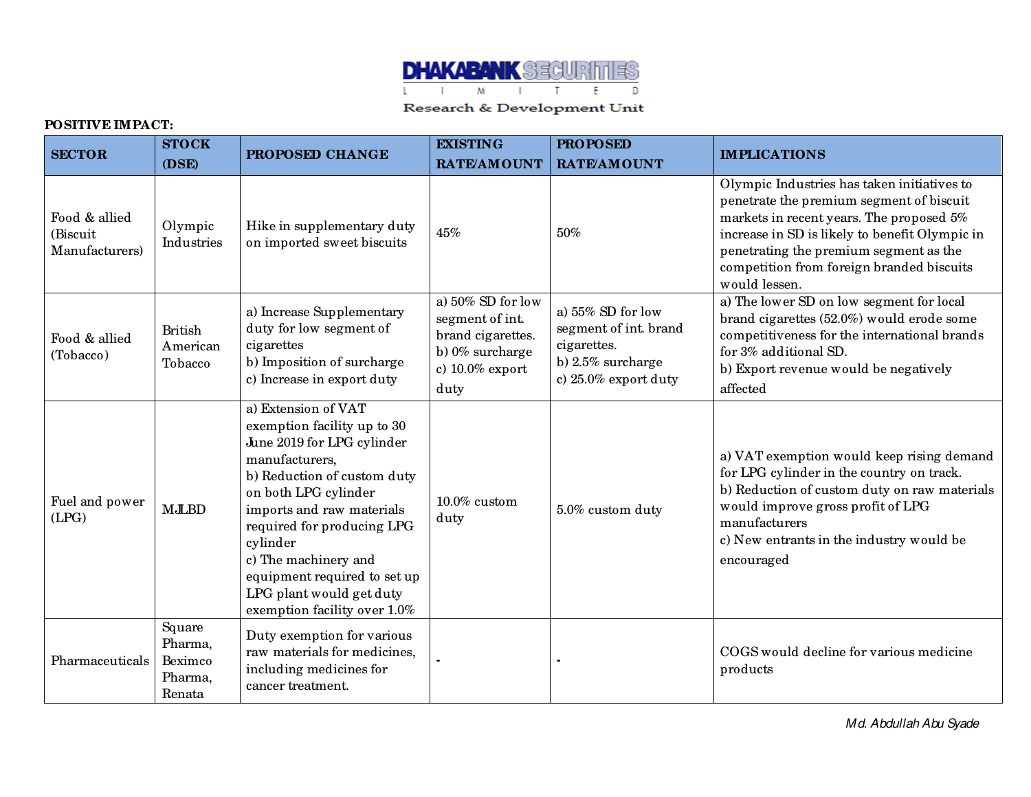**POSITIVE IMPACT:**

| SECTOR | STOCK (DSE) | PROPOSED CHANGE | EXISTING RATE/AMOUNT | PROPOSED RATE/AMOUNT | IMPLICATIONS |
|---|---|---|---|---|---|
| Food & allied (Biscuit Manufacturers) | Olympic Industries | Hike in supplementary duty on imported sweet biscuits | 45% | 50% | Olympic Industries has taken initiatives to penetrate the premium segment of biscuit markets in recent years. The proposed 5% increase in SD is likely to benefit Olympic in penetrating the premium segment as the competition from foreign branded biscuits would lessen. |
| Food & allied (Tobacco) | British American Tobacco | a) Increase Supplementary duty for low segment of cigarettes<br>b) Imposition of surcharge<br>c) Increase in export duty | a) 50% SD for low segment of int. brand cigarettes.<br>b) 0% surcharge<br>c) 10.0% export duty | a) 55% SD for low segment of int. brand cigarettes.<br>b) 2.5% surcharge<br>c) 25.0% export duty | a) The lower SD on low segment for local brand cigarettes (52.0%) would erode some competitiveness for the international brands for 3% additional SD.<br>b) Export revenue would be negatively affected |
| Fuel and power (LPG) | MJLBD | a) Extension of VAT exemption facility up to 30 June 2019 for LPG cylinder manufacturers,<br>b) Reduction of custom duty on both LPG cylinder imports and raw materials required for producing LPG cylinder<br>c) The machinery and equipment required to set up LPG plant would get duty exemption facility over 1.0% | 10.0% custom duty | 5.0% custom duty | a) VAT exemption would keep rising demand for LPG cylinder in the country on track.<br>b) Reduction of custom duty on raw materials would improve gross profit of LPG manufacturers<br>c) New entrants in the industry would be encouraged |
| Pharmaceuticals | Square Pharma, Beximco Pharma, Renata | Duty exemption for various raw materials for medicines, including medicines for cancer treatment. | - | - | COGS would decline for various medicine products |

*Md. Abdullah Abu Syade*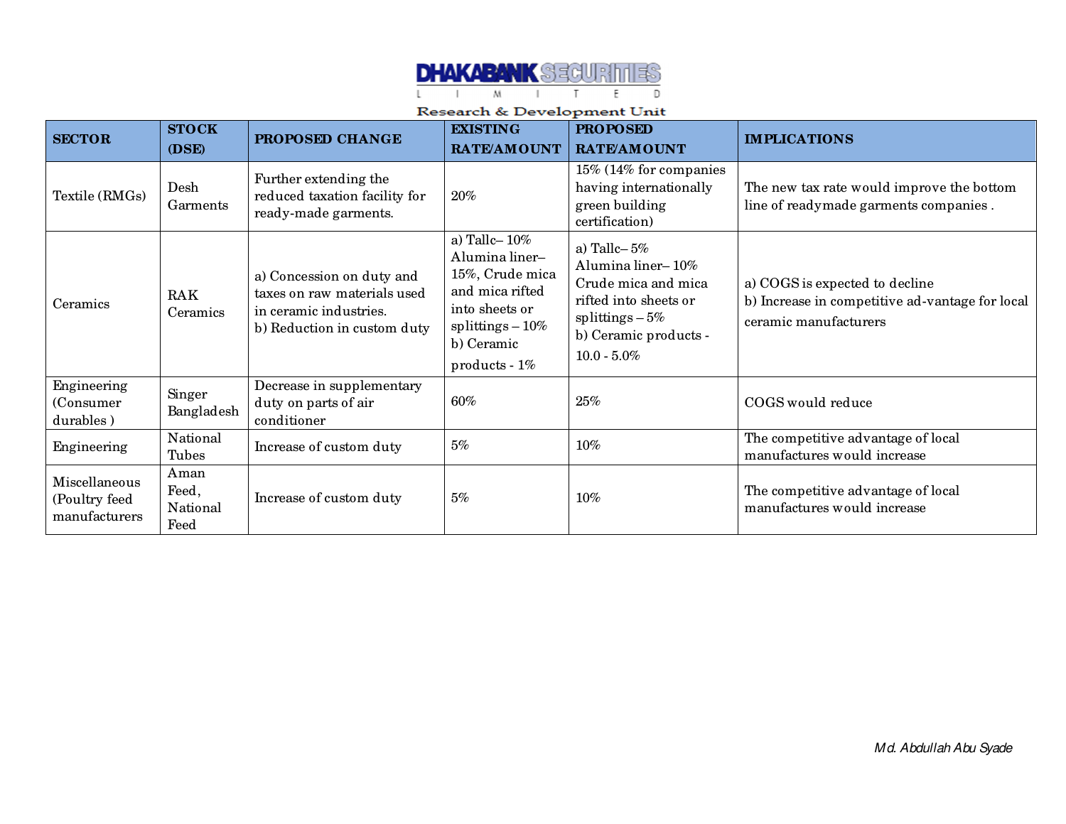| SECTOR | STOCK (DSE) | PROPOSED CHANGE | EXISTING RATE/AMOUNT | PROPOSED RATE/AMOUNT | IMPLICATIONS |
|---|---|---|---|---|---|
| Textile (RMGs) | Desh Garments | Further extending the reduced taxation facility for ready-made garments. | 20% | 15% (14% for companies having internationally green building certification) | The new tax rate would improve the bottom line of readymade garments companies . |
| Ceramics | RAK Ceramics | a) Concession on duty and taxes on raw materials used in ceramic industries.<br>b) Reduction in custom duty | a) Tallc– 10%<br>Alumina liner– 15%, Crude mica and mica rifted into sheets or splittings – 10%<br>b) Ceramic products - 1% | a) Tallc– 5%<br>Alumina liner– 10%<br>Crude mica and mica rifted into sheets or splittings – 5%<br>b) Ceramic products - 10.0 - 5.0% | a) COGS is expected to decline<br>b) Increase in competitive ad-vantage for local ceramic manufacturers |
| Engineering (Consumer durables ) | Singer Bangladesh | Decrease in supplementary duty on parts of air conditioner | 60% | 25% | COGS would reduce |
| Engineering | National Tubes | Increase of custom duty | 5% | 10% | The competitive advantage of local manufactures would increase |
| Miscellaneous (Poultry feed manufacturers | Aman Feed, National Feed | Increase of custom duty | 5% | 10% | The competitive advantage of local manufactures would increase |

*Md. Abdullah Abu Syade*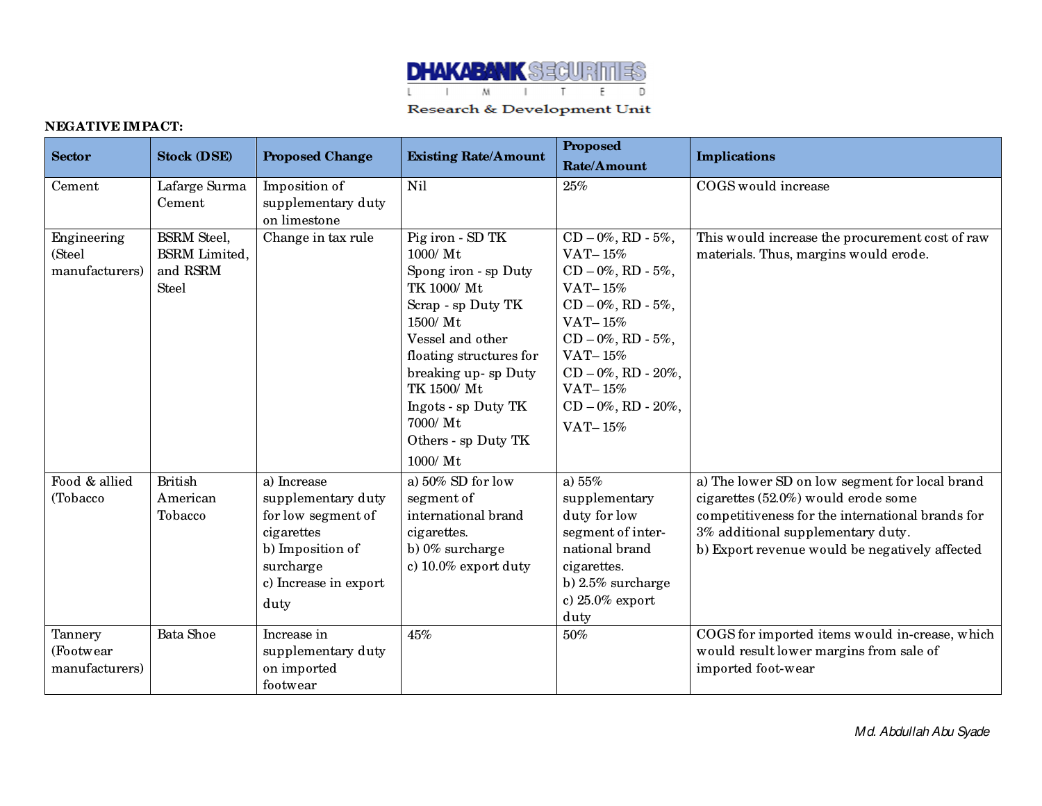**NEGATIVE IMPACT:**

| Sector | Stock (DSE) | Proposed Change | Existing Rate/Amount | Proposed Rate/Amount | Implications |
|---|---|---|---|---|---|
| Cement | Lafarge Surma Cement | Imposition of supplementary duty on limestone | Nil | 25% | COGS would increase |
| Engineering (Steel manufacturers) | BSRM Steel, BSRM Limited, and RSRM Steel | Change in tax rule | Pig iron - SD TK 1000/ Mt<br>Spong iron - sp Duty TK 1000/ Mt<br>Scrap - sp Duty TK 1500/ Mt<br>Vessel and other floating structures for breaking up- sp Duty TK 1500/ Mt<br>Ingots - sp Duty TK 7000/ Mt<br>Others - sp Duty TK 1000/ Mt | CD – 0%, RD - 5%, VAT– 15%<br>CD – 0%, RD - 5%, VAT– 15%<br>CD – 0%, RD - 5%, VAT– 15%<br>CD – 0%, RD - 5%, VAT– 15%<br>CD – 0%, RD - 20%, VAT– 15%<br>CD – 0%, RD - 20%, VAT– 15% | This would increase the procurement cost of raw materials. Thus, margins would erode. |
| Food & allied (Tobacco | British American Tobacco | a) Increase supplementary duty for low segment of cigarettes<br>b) Imposition of surcharge<br>c) Increase in export duty | a) 50% SD for low segment of international brand cigarettes.<br>b) 0% surcharge<br>c) 10.0% export duty | a) 55% supplementary duty for low segment of inter-national brand cigarettes.<br>b) 2.5% surcharge<br>c) 25.0% export duty | a) The lower SD on low segment for local brand cigarettes (52.0%) would erode some competitiveness for the international brands for 3% additional supplementary duty.<br>b) Export revenue would be negatively affected |
| Tannery (Footwear manufacturers) | Bata Shoe | Increase in supplementary duty on imported footwear | 45% | 50% | COGS for imported items would in-crease, which would result lower margins from sale of imported foot-wear |

*Md. Abdullah Abu Syade*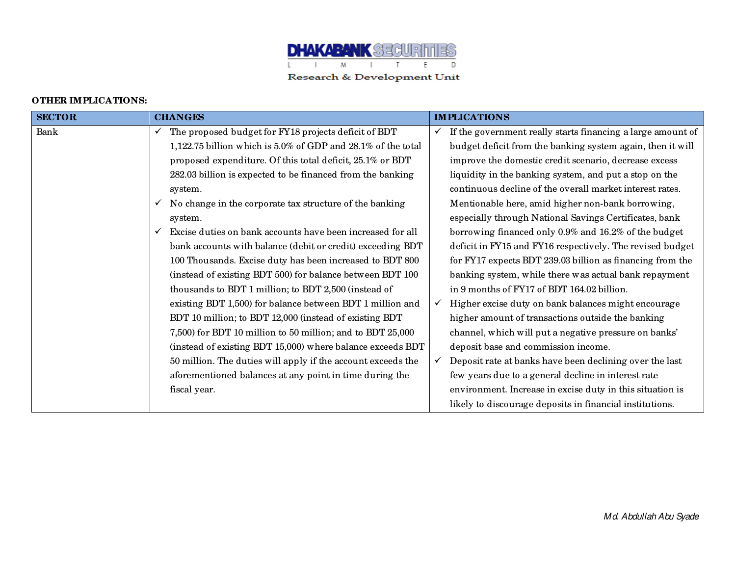**OTHER IMPLICATIONS:**

| SECTOR | CHANGES | IMPLICATIONS |
|---|---|---|
| Bank | ✓ The proposed budget for FY18 projects deficit of BDT 1,122.75 billion which is 5.0% of GDP and 28.1% of the total proposed expenditure. Of this total deficit, 25.1% or BDT 282.03 billion is expected to be financed from the banking system.<br>✓ No change in the corporate tax structure of the banking system.<br>✓ Excise duties on bank accounts have been increased for all bank accounts with balance (debit or credit) exceeding BDT 100 Thousands. Excise duty has been increased to BDT 800 (instead of existing BDT 500) for balance between BDT 100 thousands to BDT 1 million; to BDT 2,500 (instead of existing BDT 1,500) for balance between BDT 1 million and BDT 10 million; to BDT 12,000 (instead of existing BDT 7,500) for BDT 10 million to 50 million; and to BDT 25,000 (instead of existing BDT 15,000) where balance exceeds BDT 50 million. The duties will apply if the account exceeds the aforementioned balances at any point in time during the fiscal year. | ✓ If the government really starts financing a large amount of budget deficit from the banking system again, then it will improve the domestic credit scenario, decrease excess liquidity in the banking system, and put a stop on the continuous decline of the overall market interest rates. Mentionable here, amid higher non-bank borrowing, especially through National Savings Certificates, bank borrowing financed only 0.9% and 16.2% of the budget deficit in FY15 and FY16 respectively. The revised budget for FY17 expects BDT 239.03 billion as financing from the banking system, while there was actual bank repayment in 9 months of FY17 of BDT 164.02 billion.<br>✓ Higher excise duty on bank balances might encourage higher amount of transactions outside the banking channel, which will put a negative pressure on banks' deposit base and commission income.<br>✓ Deposit rate at banks have been declining over the last few years due to a general decline in interest rate environment. Increase in excise duty in this situation is likely to discourage deposits in financial institutions. |

*Md. Abdullah Abu Syade*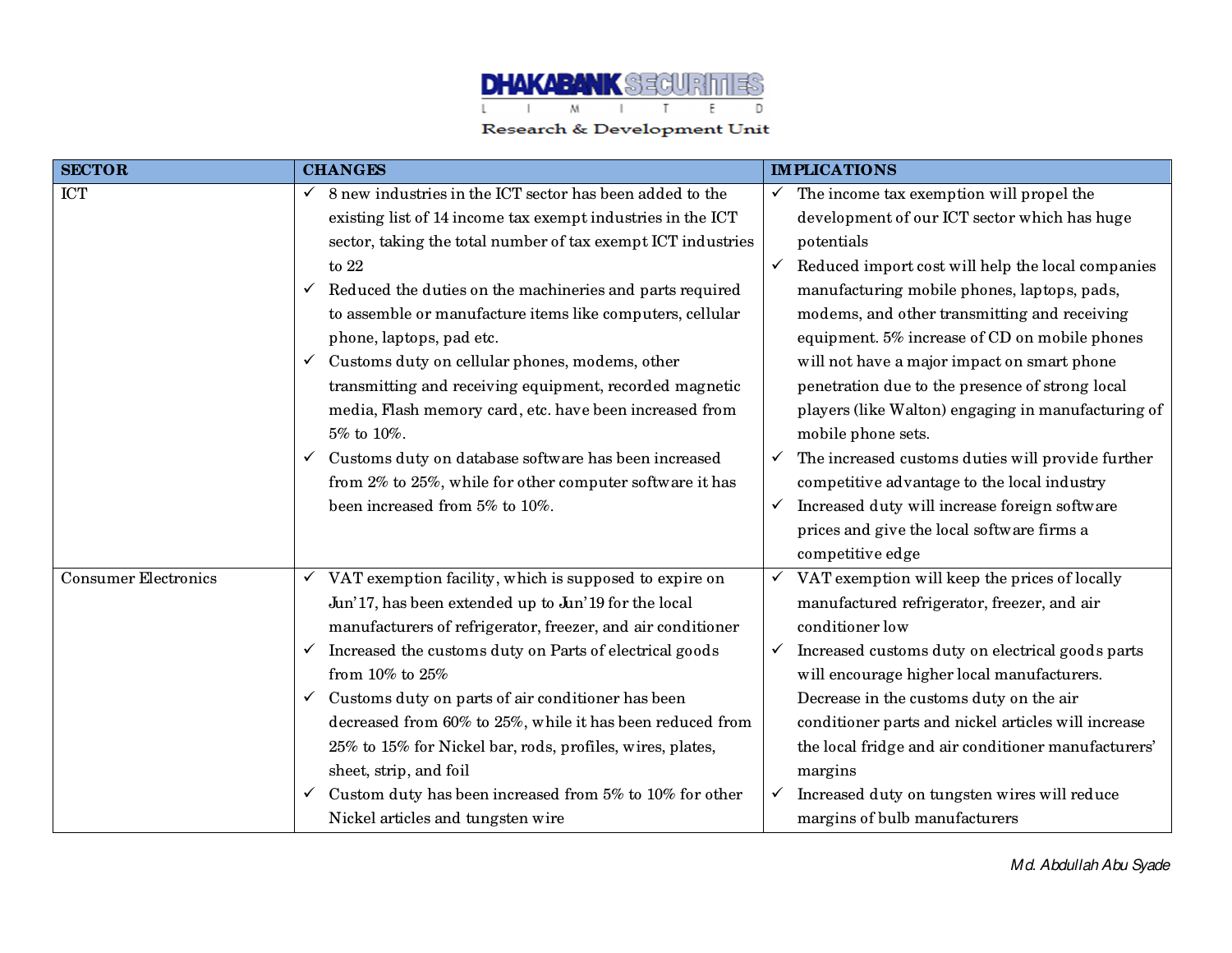DHAKABANK SECURITIES LIMITED

Research & Development Unit

| SECTOR | CHANGES | IMPLICATIONS |
|---|---|---|
| ICT | ✓ 8 new industries in the ICT sector has been added to the existing list of 14 income tax exempt industries in the ICT sector, taking the total number of tax exempt ICT industries to 22<br>✓ Reduced the duties on the machineries and parts required to assemble or manufacture items like computers, cellular phone, laptops, pad etc.<br>✓ Customs duty on cellular phones, modems, other transmitting and receiving equipment, recorded magnetic media, Flash memory card, etc. have been increased from 5% to 10%.<br>✓ Customs duty on database software has been increased from 2% to 25%, while for other computer software it has been increased from 5% to 10%. | ✓ The income tax exemption will propel the development of our ICT sector which has huge potentials<br>✓ Reduced import cost will help the local companies manufacturing mobile phones, laptops, pads, modems, and other transmitting and receiving equipment. 5% increase of CD on mobile phones will not have a major impact on smart phone penetration due to the presence of strong local players (like Walton) engaging in manufacturing of mobile phone sets.<br>✓ The increased customs duties will provide further competitive advantage to the local industry<br>✓ Increased duty will increase foreign software prices and give the local software firms a competitive edge |
| Consumer Electronics | ✓ VAT exemption facility, which is supposed to expire on Jun'17, has been extended up to Jun'19 for the local manufacturers of refrigerator, freezer, and air conditioner<br>✓ Increased the customs duty on Parts of electrical goods from 10% to 25%<br>✓ Customs duty on parts of air conditioner has been decreased from 60% to 25%, while it has been reduced from 25% to 15% for Nickel bar, rods, profiles, wires, plates, sheet, strip, and foil<br>✓ Custom duty has been increased from 5% to 10% for other Nickel articles and tungsten wire | ✓ VAT exemption will keep the prices of locally manufactured refrigerator, freezer, and air conditioner low<br>✓ Increased customs duty on electrical goods parts will encourage higher local manufacturers. Decrease in the customs duty on the air conditioner parts and nickel articles will increase the local fridge and air conditioner manufacturers' margins<br>✓ Increased duty on tungsten wires will reduce margins of bulb manufacturers |

*Md. Abdullah Abu Syade*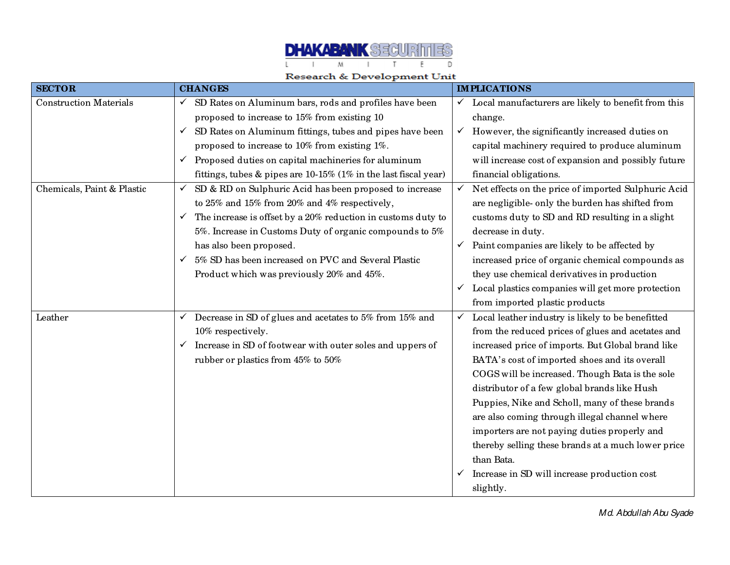| SECTOR | CHANGES | IMPLICATIONS |
|---|---|---|
| Construction Materials | ✓ SD Rates on Aluminum bars, rods and profiles have been proposed to increase to 15% from existing 10<br>✓ SD Rates on Aluminum fittings, tubes and pipes have been proposed to increase to 10% from existing 1%.<br>✓ Proposed duties on capital machineries for aluminum fittings, tubes & pipes are 10-15% (1% in the last fiscal year) | ✓ Local manufacturers are likely to benefit from this change.<br>✓ However, the significantly increased duties on capital machinery required to produce aluminum will increase cost of expansion and possibly future financial obligations. |
| Chemicals, Paint & Plastic | ✓ SD & RD on Sulphuric Acid has been proposed to increase to 25% and 15% from 20% and 4% respectively,<br>✓ The increase is offset by a 20% reduction in customs duty to 5%. Increase in Customs Duty of organic compounds to 5% has also been proposed.<br>✓ 5% SD has been increased on PVC and Several Plastic Product which was previously 20% and 45%. | ✓ Net effects on the price of imported Sulphuric Acid are negligible- only the burden has shifted from customs duty to SD and RD resulting in a slight decrease in duty.<br>✓ Paint companies are likely to be affected by increased price of organic chemical compounds as they use chemical derivatives in production<br>✓ Local plastics companies will get more protection from imported plastic products |
| Leather | ✓ Decrease in SD of glues and acetates to 5% from 15% and 10% respectively.<br>✓ Increase in SD of footwear with outer soles and uppers of rubber or plastics from 45% to 50% | ✓ Local leather industry is likely to be benefitted from the reduced prices of glues and acetates and increased price of imports. But Global brand like BATA's cost of imported shoes and its overall COGS will be increased. Though Bata is the sole distributor of a few global brands like Hush Puppies, Nike and Scholl, many of these brands are also coming through illegal channel where importers are not paying duties properly and thereby selling these brands at a much lower price than Bata.<br>✓ Increase in SD will increase production cost slightly. |

*Md. Abdullah Abu Syade*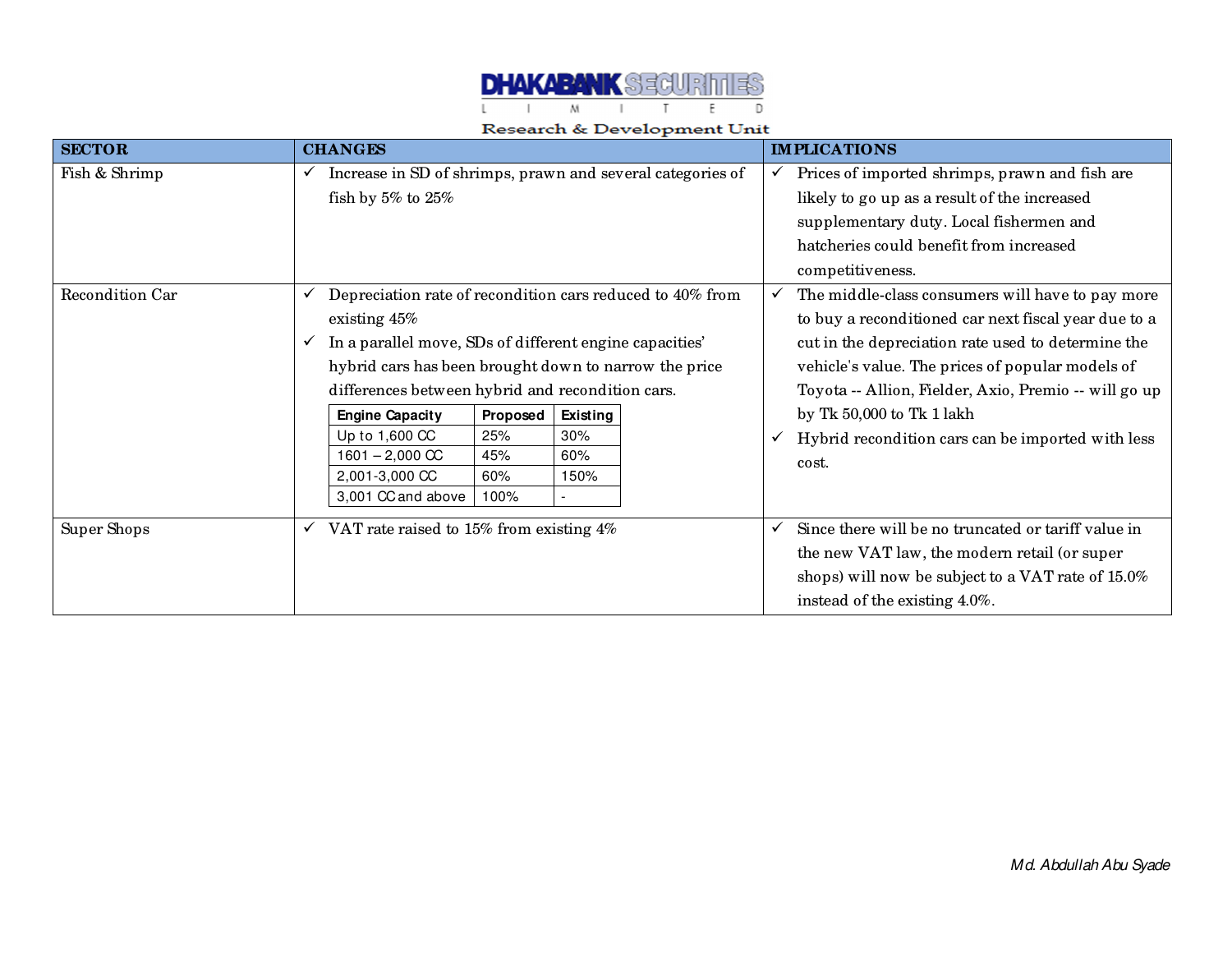| SECTOR | CHANGES | IMPLICATIONS |
|---|---|---|
| Fish & Shrimp | ✓ Increase in SD of shrimps, prawn and several categories of fish by 5% to 25% | ✓ Prices of imported shrimps, prawn and fish are likely to go up as a result of the increased supplementary duty. Local fishermen and hatcheries could benefit from increased competitiveness. |
| Recondition Car | ✓ Depreciation rate of recondition cars reduced to 40% from existing 45%<br>✓ In a parallel move, SDs of different engine capacities' hybrid cars has been brought down to narrow the price differences between hybrid and recondition cars.<br><br>Engine Capacity / Proposed / Existing:<br>Up to 1,600 CC: 25% / 30%<br>1601 – 2,000 CC: 45% / 60%<br>2,001-3,000 CC: 60% / 150%<br>3,001 CC and above: 100% / - | ✓ The middle-class consumers will have to pay more to buy a reconditioned car next fiscal year due to a cut in the depreciation rate used to determine the vehicle's value. The prices of popular models of Toyota -- Allion, Fielder, Axio, Premio -- will go up by Tk 50,000 to Tk 1 lakh<br>✓ Hybrid recondition cars can be imported with less cost. |
| Super Shops | ✓ VAT rate raised to 15% from existing 4% | ✓ Since there will be no truncated or tariff value in the new VAT law, the modern retail (or super shops) will now be subject to a VAT rate of 15.0% instead of the existing 4.0%. |

*Md. Abdullah Abu Syade*